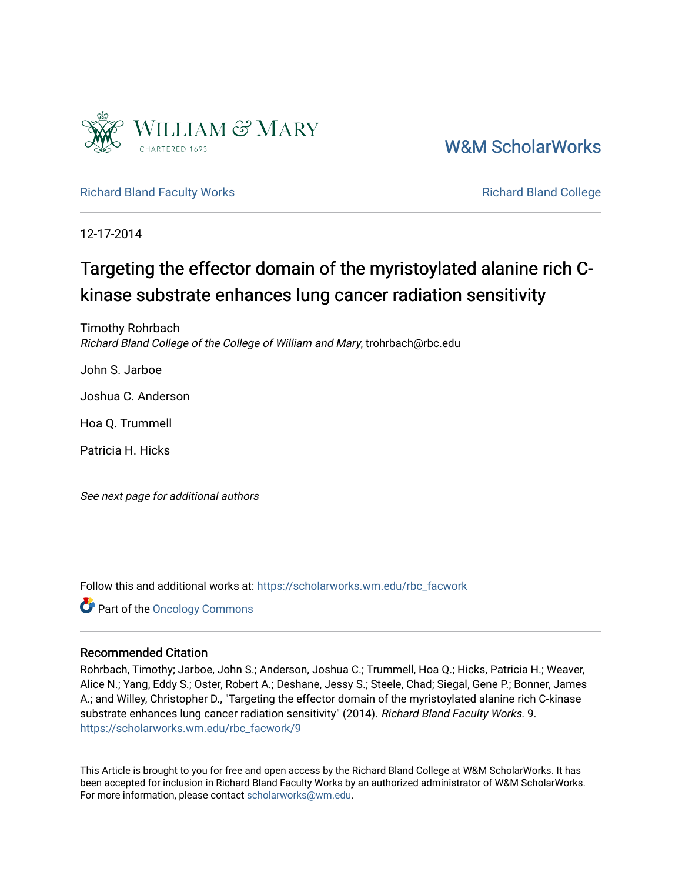W&M ScholarWorks

Richard Bland Faculty Works

Richard Bland College

12-17-2014

# Targeting the effector domain of the myristoylated alanine rich C-kinase substrate enhances lung cancer radiation sensitivity

Timothy Rohrbach
*Richard Bland College of the College of William and Mary*, trohrbach@rbc.edu

John S. Jarboe

Joshua C. Anderson

Hoa Q. Trummell

Patricia H. Hicks

*See next page for additional authors*

Follow this and additional works at: https://scholarworks.wm.edu/rbc_facwork

Part of the Oncology Commons

## Recommended Citation

Rohrbach, Timothy; Jarboe, John S.; Anderson, Joshua C.; Trummell, Hoa Q.; Hicks, Patricia H.; Weaver, Alice N.; Yang, Eddy S.; Oster, Robert A.; Deshane, Jessy S.; Steele, Chad; Siegal, Gene P.; Bonner, James A.; and Willey, Christopher D., "Targeting the effector domain of the myristoylated alanine rich C-kinase substrate enhances lung cancer radiation sensitivity" (2014). *Richard Bland Faculty Works*. 9.
https://scholarworks.wm.edu/rbc_facwork/9

This Article is brought to you for free and open access by the Richard Bland College at W&M ScholarWorks. It has been accepted for inclusion in Richard Bland Faculty Works by an authorized administrator of W&M ScholarWorks. For more information, please contact scholarworks@wm.edu.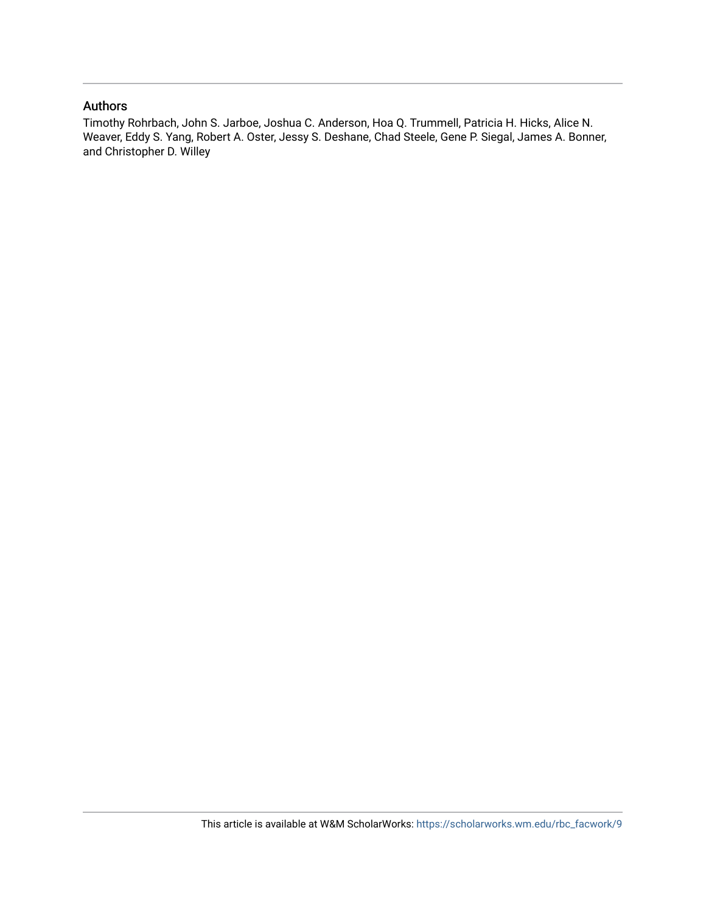## Authors

Timothy Rohrbach, John S. Jarboe, Joshua C. Anderson, Hoa Q. Trummell, Patricia H. Hicks, Alice N. Weaver, Eddy S. Yang, Robert A. Oster, Jessy S. Deshane, Chad Steele, Gene P. Siegal, James A. Bonner, and Christopher D. Willey

This article is available at W&M ScholarWorks: https://scholarworks.wm.edu/rbc_facwork/9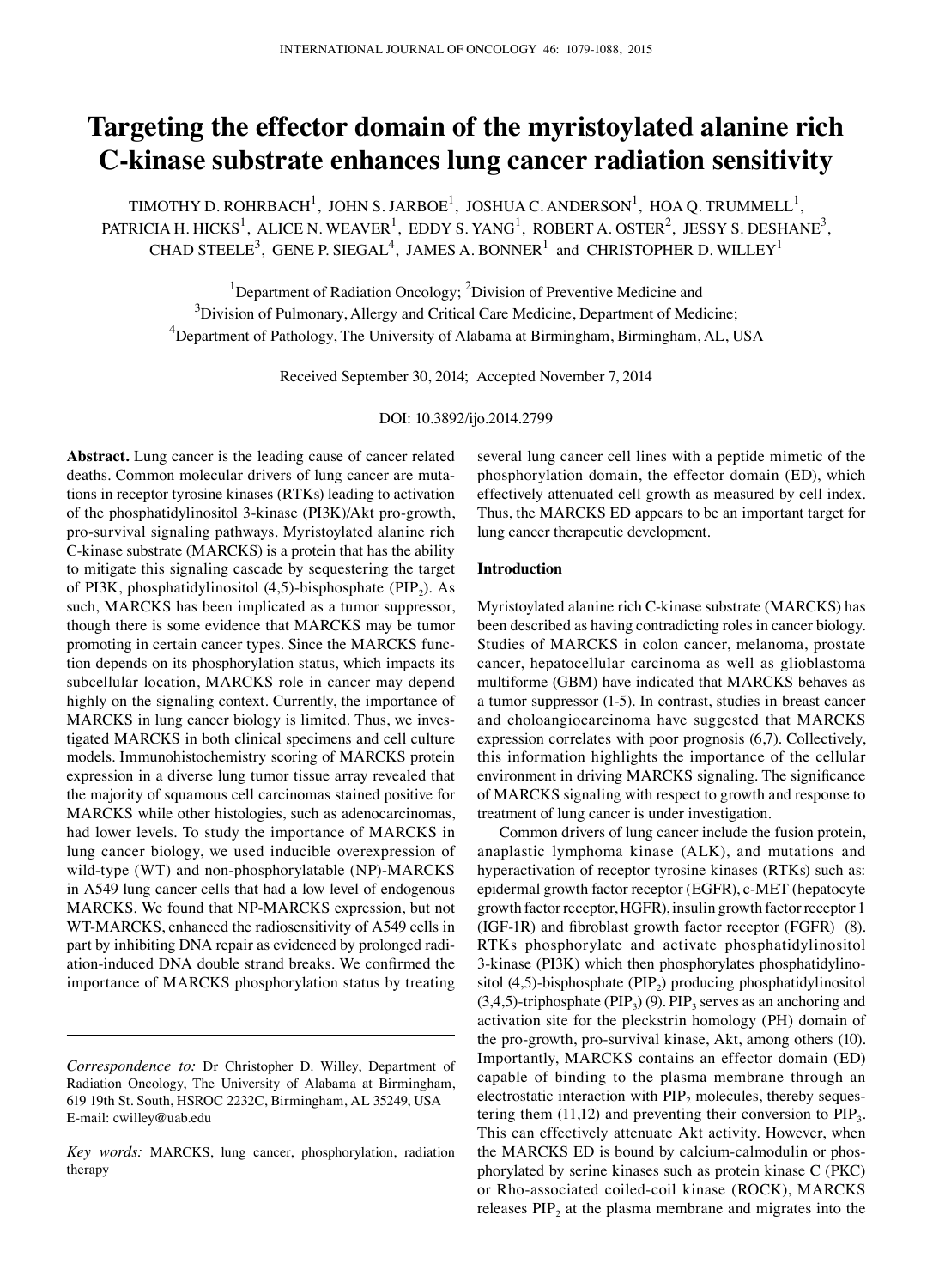# Targeting the effector domain of the myristoylated alanine rich C-kinase substrate enhances lung cancer radiation sensitivity

TIMOTHY D. ROHRBACH[1], JOHN S. JARBOE[1], JOSHUA C. ANDERSON[1], HOA Q. TRUMMELL[1], PATRICIA H. HICKS[1], ALICE N. WEAVER[1], EDDY S. YANG[1], ROBERT A. OSTER[2], JESSY S. DESHANE[3], CHAD STEELE[3], GENE P. SIEGAL[4], JAMES A. BONNER[1] and CHRISTOPHER D. WILLEY[1]

[1]Department of Radiation Oncology; [2]Division of Preventive Medicine and [3]Division of Pulmonary, Allergy and Critical Care Medicine, Department of Medicine; [4]Department of Pathology, The University of Alabama at Birmingham, Birmingham, AL, USA

Received September 30, 2014; Accepted November 7, 2014

DOI: 10.3892/ijo.2014.2799

**Abstract.** Lung cancer is the leading cause of cancer related deaths. Common molecular drivers of lung cancer are mutations in receptor tyrosine kinases (RTKs) leading to activation of the phosphatidylinositol 3-kinase (PI3K)/Akt pro-growth, pro-survival signaling pathways. Myristoylated alanine rich C-kinase substrate (MARCKS) is a protein that has the ability to mitigate this signaling cascade by sequestering the target of PI3K, phosphatidylinositol (4,5)-bisphosphate ($PIP_2$). As such, MARCKS has been implicated as a tumor suppressor, though there is some evidence that MARCKS may be tumor promoting in certain cancer types. Since the MARCKS function depends on its phosphorylation status, which impacts its subcellular location, MARCKS role in cancer may depend highly on the signaling context. Currently, the importance of MARCKS in lung cancer biology is limited. Thus, we investigated MARCKS in both clinical specimens and cell culture models. Immunohistochemistry scoring of MARCKS protein expression in a diverse lung tumor tissue array revealed that the majority of squamous cell carcinomas stained positive for MARCKS while other histologies, such as adenocarcinomas, had lower levels. To study the importance of MARCKS in lung cancer biology, we used inducible overexpression of wild-type (WT) and non-phosphorylatable (NP)-MARCKS in A549 lung cancer cells that had a low level of endogenous MARCKS. We found that NP-MARCKS expression, but not WT-MARCKS, enhanced the radiosensitivity of A549 cells in part by inhibiting DNA repair as evidenced by prolonged radiation-induced DNA double strand breaks. We confirmed the importance of MARCKS phosphorylation status by treating several lung cancer cell lines with a peptide mimetic of the phosphorylation domain, the effector domain (ED), which effectively attenuated cell growth as measured by cell index. Thus, the MARCKS ED appears to be an important target for lung cancer therapeutic development.

*Correspondence to:* Dr Christopher D. Willey, Department of Radiation Oncology, The University of Alabama at Birmingham, 619 19th St. South, HSROC 2232C, Birmingham, AL 35249, USA
E-mail: cwilley@uab.edu

*Key words:* MARCKS, lung cancer, phosphorylation, radiation therapy

## Introduction

Myristoylated alanine rich C-kinase substrate (MARCKS) has been described as having contradicting roles in cancer biology. Studies of MARCKS in colon cancer, melanoma, prostate cancer, hepatocellular carcinoma as well as glioblastoma multiforme (GBM) have indicated that MARCKS behaves as a tumor suppressor (1-5). In contrast, studies in breast cancer and choloangiocarcinoma have suggested that MARCKS expression correlates with poor prognosis (6,7). Collectively, this information highlights the importance of the cellular environment in driving MARCKS signaling. The significance of MARCKS signaling with respect to growth and response to treatment of lung cancer is under investigation.

Common drivers of lung cancer include the fusion protein, anaplastic lymphoma kinase (ALK), and mutations and hyperactivation of receptor tyrosine kinases (RTKs) such as: epidermal growth factor receptor (EGFR), c-MET (hepatocyte growth factor receptor, HGFR), insulin growth factor receptor 1 (IGF-1R) and fibroblast growth factor receptor (FGFR) (8). RTKs phosphorylate and activate phosphatidylinositol 3-kinase (PI3K) which then phosphorylates phosphatidylinositol (4,5)-bisphosphate ($PIP_2$) producing phosphatidylinositol (3,4,5)-triphosphate ($PIP_3$) (9). $PIP_3$ serves as an anchoring and activation site for the pleckstrin homology (PH) domain of the pro-growth, pro-survival kinase, Akt, among others (10). Importantly, MARCKS contains an effector domain (ED) capable of binding to the plasma membrane through an electrostatic interaction with $PIP_2$ molecules, thereby sequestering them (11,12) and preventing their conversion to $PIP_3$. This can effectively attenuate Akt activity. However, when the MARCKS ED is bound by calcium-calmodulin or phosphorylated by serine kinases such as protein kinase C (PKC) or Rho-associated coiled-coil kinase (ROCK), MARCKS releases $PIP_2$ at the plasma membrane and migrates into the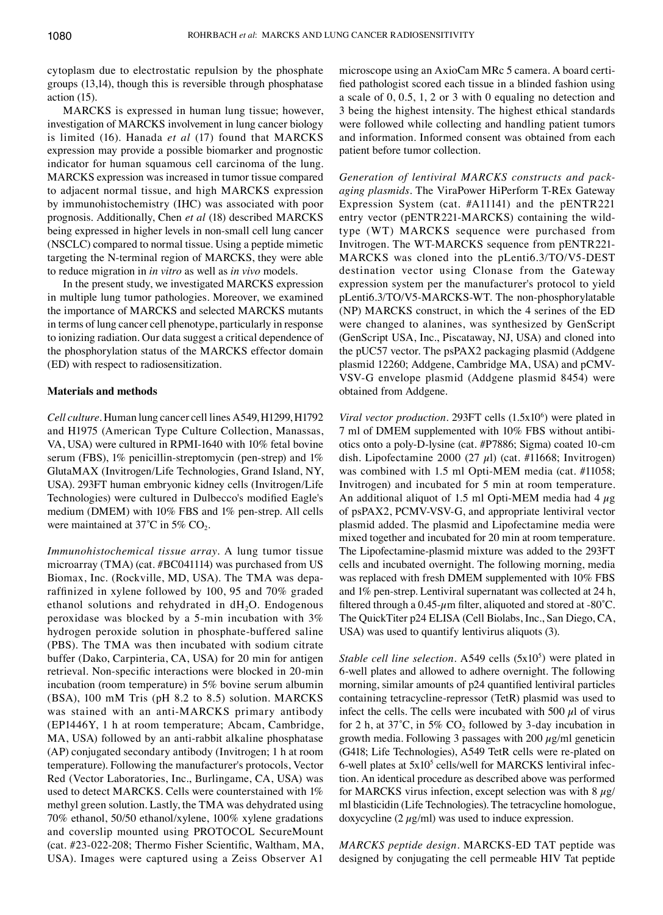cytoplasm due to electrostatic repulsion by the phosphate groups (13,14), though this is reversible through phosphatase action (15).

MARCKS is expressed in human lung tissue; however, investigation of MARCKS involvement in lung cancer biology is limited (16). Hanada *et al* (17) found that MARCKS expression may provide a possible biomarker and prognostic indicator for human squamous cell carcinoma of the lung. MARCKS expression was increased in tumor tissue compared to adjacent normal tissue, and high MARCKS expression by immunohistochemistry (IHC) was associated with poor prognosis. Additionally, Chen *et al* (18) described MARCKS being expressed in higher levels in non-small cell lung cancer (NSCLC) compared to normal tissue. Using a peptide mimetic targeting the N-terminal region of MARCKS, they were able to reduce migration in *in vitro* as well as *in vivo* models.

In the present study, we investigated MARCKS expression in multiple lung tumor pathologies. Moreover, we examined the importance of MARCKS and selected MARCKS mutants in terms of lung cancer cell phenotype, particularly in response to ionizing radiation. Our data suggest a critical dependence of the phosphorylation status of the MARCKS effector domain (ED) with respect to radiosensitization.

## Materials and methods

*Cell culture.* Human lung cancer cell lines A549, H1299, H1792 and H1975 (American Type Culture Collection, Manassas, VA, USA) were cultured in RPMI-1640 with 10% fetal bovine serum (FBS), 1% penicillin-streptomycin (pen-strep) and 1% GlutaMAX (Invitrogen/Life Technologies, Grand Island, NY, USA). 293FT human embryonic kidney cells (Invitrogen/Life Technologies) were cultured in Dulbecco's modified Eagle's medium (DMEM) with 10% FBS and 1% pen-strep. All cells were maintained at 37˚C in 5% $CO_2$.

*Immunohistochemical tissue array.* A lung tumor tissue microarray (TMA) (cat. #BC041114) was purchased from US Biomax, Inc. (Rockville, MD, USA). The TMA was deparaffinized in xylene followed by 100, 95 and 70% graded ethanol solutions and rehydrated in $dH_2O$. Endogenous peroxidase was blocked by a 5-min incubation with 3% hydrogen peroxide solution in phosphate-buffered saline (PBS). The TMA was then incubated with sodium citrate buffer (Dako, Carpinteria, CA, USA) for 20 min for antigen retrieval. Non-specific interactions were blocked in 20-min incubation (room temperature) in 5% bovine serum albumin (BSA), 100 mM Tris (pH 8.2 to 8.5) solution. MARCKS was stained with an anti-MARCKS primary antibody (EP1446Y, 1 h at room temperature; Abcam, Cambridge, MA, USA) followed by an anti-rabbit alkaline phosphatase (AP) conjugated secondary antibody (Invitrogen; 1 h at room temperature). Following the manufacturer's protocols, Vector Red (Vector Laboratories, Inc., Burlingame, CA, USA) was used to detect MARCKS. Cells were counterstained with 1% methyl green solution. Lastly, the TMA was dehydrated using 70% ethanol, 50/50 ethanol/xylene, 100% xylene gradations and coverslip mounted using PROTOCOL SecureMount (cat. #23-022-208; Thermo Fisher Scientific, Waltham, MA, USA). Images were captured using a Zeiss Observer A1 microscope using an AxioCam MRc 5 camera. A board certified pathologist scored each tissue in a blinded fashion using a scale of 0, 0.5, 1, 2 or 3 with 0 equaling no detection and 3 being the highest intensity. The highest ethical standards were followed while collecting and handling patient tumors and information. Informed consent was obtained from each patient before tumor collection.

*Generation of lentiviral MARCKS constructs and packaging plasmids.* The ViraPower HiPerform T-REx Gateway Expression System (cat. #A11141) and the pENTR221 entry vector (pENTR221-MARCKS) containing the wild-type (WT) MARCKS sequence were purchased from Invitrogen. The WT-MARCKS sequence from pENTR221-MARCKS was cloned into the pLenti6.3/TO/V5-DEST destination vector using Clonase from the Gateway expression system per the manufacturer's protocol to yield pLenti6.3/TO/V5-MARCKS-WT. The non-phosphorylatable (NP) MARCKS construct, in which the 4 serines of the ED were changed to alanines, was synthesized by GenScript (GenScript USA, Inc., Piscataway, NJ, USA) and cloned into the pUC57 vector. The psPAX2 packaging plasmid (Addgene plasmid 12260; Addgene, Cambridge MA, USA) and pCMV-VSV-G envelope plasmid (Addgene plasmid 8454) were obtained from Addgene.

*Viral vector production.* 293FT cells ($1.5 \times 10^6$) were plated in 7 ml of DMEM supplemented with 10% FBS without antibiotics onto a poly-D-lysine (cat. #P7886; Sigma) coated 10-cm dish. Lipofectamine 2000 (27 $\mu$l) (cat. #11668; Invitrogen) was combined with 1.5 ml Opti-MEM media (cat. #11058; Invitrogen) and incubated for 5 min at room temperature. An additional aliquot of 1.5 ml Opti-MEM media had 4 $\mu$g of psPAX2, PCMV-VSV-G, and appropriate lentiviral vector plasmid added. The plasmid and Lipofectamine media were mixed together and incubated for 20 min at room temperature. The Lipofectamine-plasmid mixture was added to the 293FT cells and incubated overnight. The following morning, media was replaced with fresh DMEM supplemented with 10% FBS and 1% pen-strep. Lentiviral supernatant was collected at 24 h, filtered through a 0.45-$\mu$m filter, aliquoted and stored at -80˚C. The QuickTiter p24 ELISA (Cell Biolabs, Inc., San Diego, CA, USA) was used to quantify lentivirus aliquots (3).

*Stable cell line selection.* A549 cells ($5 \times 10^5$) were plated in 6-well plates and allowed to adhere overnight. The following morning, similar amounts of p24 quantified lentiviral particles containing tetracycline-repressor (TetR) plasmid was used to infect the cells. The cells were incubated with 500 $\mu$l of virus for 2 h, at 37˚C, in 5% $CO_2$ followed by 3-day incubation in growth media. Following 3 passages with 200 $\mu$g/ml geneticin (G418; Life Technologies), A549 TetR cells were re-plated on 6-well plates at $5 \times 10^5$ cells/well for MARCKS lentiviral infection. An identical procedure as described above was performed for MARCKS virus infection, except selection was with 8 $\mu$g/ml blasticidin (Life Technologies). The tetracycline homologue, doxycycline (2 $\mu$g/ml) was used to induce expression.

*MARCKS peptide design.* MARCKS-ED TAT peptide was designed by conjugating the cell permeable HIV Tat peptide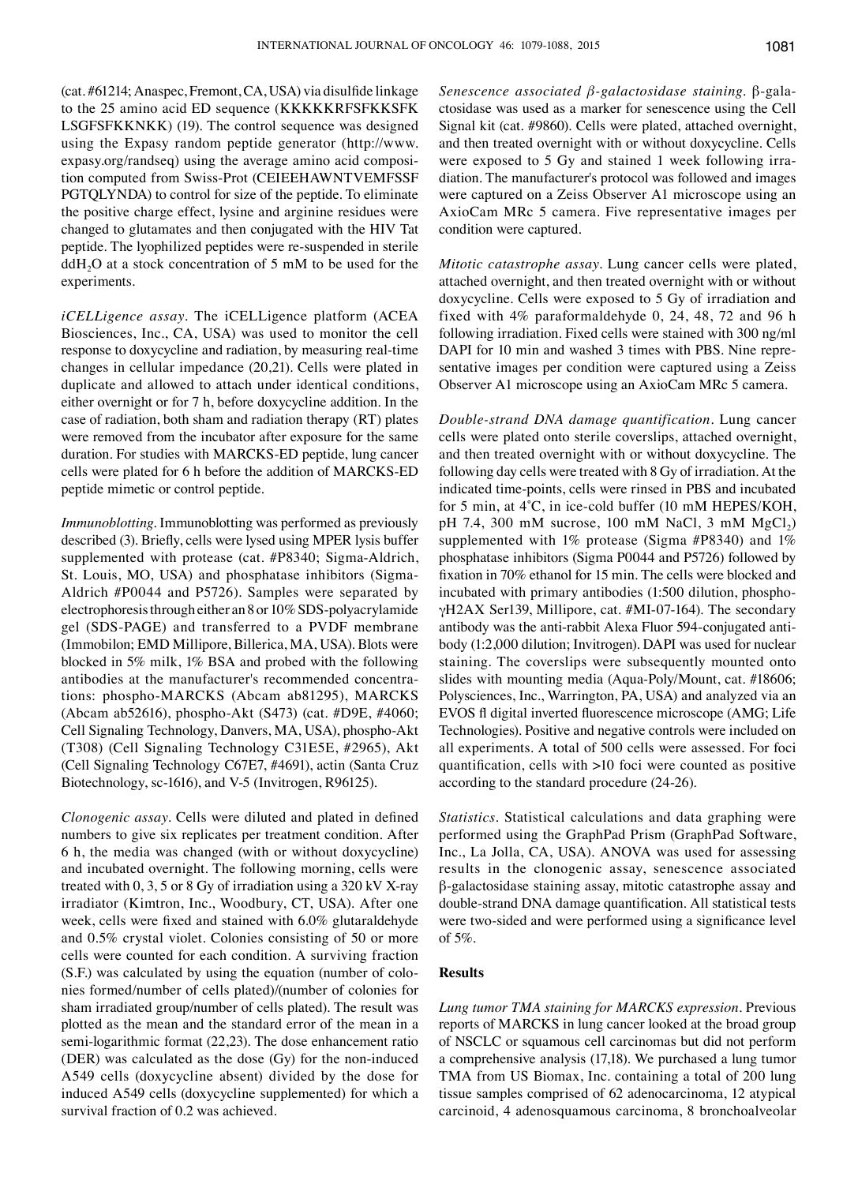(cat. #61214; Anaspec, Fremont, CA, USA) via disulfide linkage to the 25 amino acid ED sequence (KKKKKRFSFKKSFK LSGFSFKKNKK) (19). The control sequence was designed using the Expasy random peptide generator (http://www.expasy.org/randseq) using the average amino acid composition computed from Swiss-Prot (CEIEEHAWNTVEMFSSF PGTQLYNDA) to control for size of the peptide. To eliminate the positive charge effect, lysine and arginine residues were changed to glutamates and then conjugated with the HIV Tat peptide. The lyophilized peptides were re-suspended in sterile $ddH_2O$ at a stock concentration of 5 mM to be used for the experiments.

*iCELLigence assay.* The iCELLigence platform (ACEA Biosciences, Inc., CA, USA) was used to monitor the cell response to doxycycline and radiation, by measuring real-time changes in cellular impedance (20,21). Cells were plated in duplicate and allowed to attach under identical conditions, either overnight or for 7 h, before doxycycline addition. In the case of radiation, both sham and radiation therapy (RT) plates were removed from the incubator after exposure for the same duration. For studies with MARCKS-ED peptide, lung cancer cells were plated for 6 h before the addition of MARCKS-ED peptide mimetic or control peptide.

*Immunoblotting.* Immunoblotting was performed as previously described (3). Briefly, cells were lysed using MPER lysis buffer supplemented with protease (cat. #P8340; Sigma-Aldrich, St. Louis, MO, USA) and phosphatase inhibitors (Sigma-Aldrich #P0044 and P5726). Samples were separated by electrophoresis through either an 8 or 10% SDS-polyacrylamide gel (SDS-PAGE) and transferred to a PVDF membrane (Immobilon; EMD Millipore, Billerica, MA, USA). Blots were blocked in 5% milk, 1% BSA and probed with the following antibodies at the manufacturer's recommended concentrations: phospho-MARCKS (Abcam ab81295), MARCKS (Abcam ab52616), phospho-Akt (S473) (cat. #D9E, #4060; Cell Signaling Technology, Danvers, MA, USA), phospho-Akt (T308) (Cell Signaling Technology C31E5E, #2965), Akt (Cell Signaling Technology C67E7, #4691), actin (Santa Cruz Biotechnology, sc-1616), and V-5 (Invitrogen, R96125).

*Clonogenic assay.* Cells were diluted and plated in defined numbers to give six replicates per treatment condition. After 6 h, the media was changed (with or without doxycycline) and incubated overnight. The following morning, cells were treated with 0, 3, 5 or 8 Gy of irradiation using a 320 kV X-ray irradiator (Kimtron, Inc., Woodbury, CT, USA). After one week, cells were fixed and stained with 6.0% glutaraldehyde and 0.5% crystal violet. Colonies consisting of 50 or more cells were counted for each condition. A surviving fraction (S.F.) was calculated by using the equation (number of colonies formed/number of cells plated)/(number of colonies for sham irradiated group/number of cells plated). The result was plotted as the mean and the standard error of the mean in a semi-logarithmic format (22,23). The dose enhancement ratio (DER) was calculated as the dose (Gy) for the non-induced A549 cells (doxycycline absent) divided by the dose for induced A549 cells (doxycycline supplemented) for which a survival fraction of 0.2 was achieved.

*Senescence associated β-galactosidase staining.* β-galactosidase was used as a marker for senescence using the Cell Signal kit (cat. #9860). Cells were plated, attached overnight, and then treated overnight with or without doxycycline. Cells were exposed to 5 Gy and stained 1 week following irradiation. The manufacturer's protocol was followed and images were captured on a Zeiss Observer A1 microscope using an AxioCam MRc 5 camera. Five representative images per condition were captured.

*Mitotic catastrophe assay.* Lung cancer cells were plated, attached overnight, and then treated overnight with or without doxycycline. Cells were exposed to 5 Gy of irradiation and fixed with 4% paraformaldehyde 0, 24, 48, 72 and 96 h following irradiation. Fixed cells were stained with 300 ng/ml DAPI for 10 min and washed 3 times with PBS. Nine representative images per condition were captured using a Zeiss Observer A1 microscope using an AxioCam MRc 5 camera.

*Double-strand DNA damage quantification.* Lung cancer cells were plated onto sterile coverslips, attached overnight, and then treated overnight with or without doxycycline. The following day cells were treated with 8 Gy of irradiation. At the indicated time-points, cells were rinsed in PBS and incubated for 5 min, at 4˚C, in ice-cold buffer (10 mM HEPES/KOH, pH 7.4, 300 mM sucrose, 100 mM NaCl, 3 mM $MgCl_2$) supplemented with 1% protease (Sigma #P8340) and 1% phosphatase inhibitors (Sigma P0044 and P5726) followed by fixation in 70% ethanol for 15 min. The cells were blocked and incubated with primary antibodies (1:500 dilution, phospho-γH2AX Ser139, Millipore, cat. #MI-07-164). The secondary antibody was the anti-rabbit Alexa Fluor 594-conjugated antibody (1:2,000 dilution; Invitrogen). DAPI was used for nuclear staining. The coverslips were subsequently mounted onto slides with mounting media (Aqua-Poly/Mount, cat. #18606; Polysciences, Inc., Warrington, PA, USA) and analyzed via an EVOS fl digital inverted fluorescence microscope (AMG; Life Technologies). Positive and negative controls were included on all experiments. A total of 500 cells were assessed. For foci quantification, cells with >10 foci were counted as positive according to the standard procedure (24-26).

*Statistics.* Statistical calculations and data graphing were performed using the GraphPad Prism (GraphPad Software, Inc., La Jolla, CA, USA). ANOVA was used for assessing results in the clonogenic assay, senescence associated β-galactosidase staining assay, mitotic catastrophe assay and double-strand DNA damage quantification. All statistical tests were two-sided and were performed using a significance level of 5%.

## Results

*Lung tumor TMA staining for MARCKS expression.* Previous reports of MARCKS in lung cancer looked at the broad group of NSCLC or squamous cell carcinomas but did not perform a comprehensive analysis (17,18). We purchased a lung tumor TMA from US Biomax, Inc. containing a total of 200 lung tissue samples comprised of 62 adenocarcinoma, 12 atypical carcinoid, 4 adenosquamous carcinoma, 8 bronchoalveolar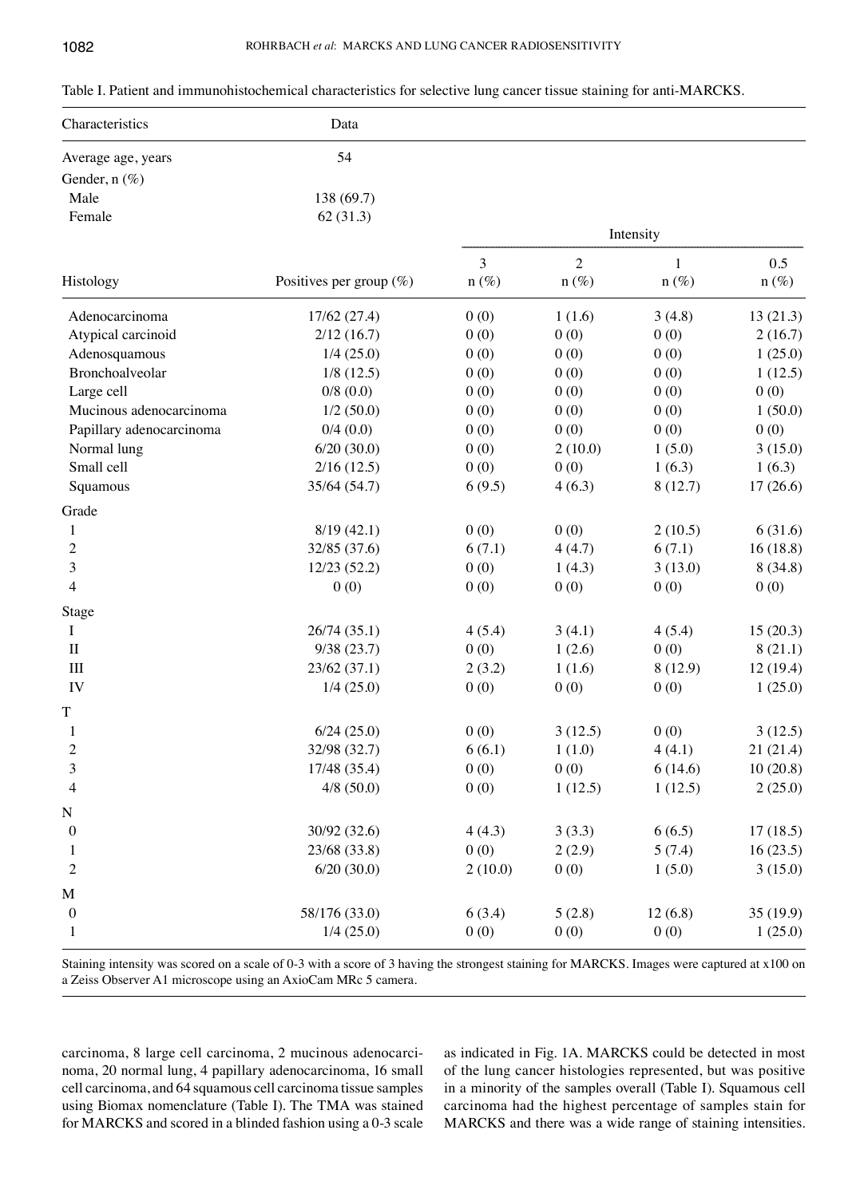Table I. Patient and immunohistochemical characteristics for selective lung cancer tissue staining for anti-MARCKS.

| Characteristics | Data | | | | |
|---|---|---|---|---|---|
| Average age, years | 54 | | | | |
| Gender, n (%) | | | | | |
| Male | 138 (69.7) | | | | |
| Female | 62 (31.3) | | | | |
| | | Intensity | | | |
| | | 3 | 2 | 1 | 0.5 |
| Histology | Positives per group (%) | n (%) | n (%) | n (%) | n (%) |
| Adenocarcinoma | 17/62 (27.4) | 0 (0) | 1 (1.6) | 3 (4.8) | 13 (21.3) |
| Atypical carcinoid | 2/12 (16.7) | 0 (0) | 0 (0) | 0 (0) | 2 (16.7) |
| Adenosquamous | 1/4 (25.0) | 0 (0) | 0 (0) | 0 (0) | 1 (25.0) |
| Bronchoalveolar | 1/8 (12.5) | 0 (0) | 0 (0) | 0 (0) | 1 (12.5) |
| Large cell | 0/8 (0.0) | 0 (0) | 0 (0) | 0 (0) | 0 (0) |
| Mucinous adenocarcinoma | 1/2 (50.0) | 0 (0) | 0 (0) | 0 (0) | 1 (50.0) |
| Papillary adenocarcinoma | 0/4 (0.0) | 0 (0) | 0 (0) | 0 (0) | 0 (0) |
| Normal lung | 6/20 (30.0) | 0 (0) | 2 (10.0) | 1 (5.0) | 3 (15.0) |
| Small cell | 2/16 (12.5) | 0 (0) | 0 (0) | 1 (6.3) | 1 (6.3) |
| Squamous | 35/64 (54.7) | 6 (9.5) | 4 (6.3) | 8 (12.7) | 17 (26.6) |
| Grade | | | | | |
| 1 | 8/19 (42.1) | 0 (0) | 0 (0) | 2 (10.5) | 6 (31.6) |
| 2 | 32/85 (37.6) | 6 (7.1) | 4 (4.7) | 6 (7.1) | 16 (18.8) |
| 3 | 12/23 (52.2) | 0 (0) | 1 (4.3) | 3 (13.0) | 8 (34.8) |
| 4 | 0 (0) | 0 (0) | 0 (0) | 0 (0) | 0 (0) |
| Stage | | | | | |
| I | 26/74 (35.1) | 4 (5.4) | 3 (4.1) | 4 (5.4) | 15 (20.3) |
| II | 9/38 (23.7) | 0 (0) | 1 (2.6) | 0 (0) | 8 (21.1) |
| III | 23/62 (37.1) | 2 (3.2) | 1 (1.6) | 8 (12.9) | 12 (19.4) |
| IV | 1/4 (25.0) | 0 (0) | 0 (0) | 0 (0) | 1 (25.0) |
| T | | | | | |
| 1 | 6/24 (25.0) | 0 (0) | 3 (12.5) | 0 (0) | 3 (12.5) |
| 2 | 32/98 (32.7) | 6 (6.1) | 1 (1.0) | 4 (4.1) | 21 (21.4) |
| 3 | 17/48 (35.4) | 0 (0) | 0 (0) | 6 (14.6) | 10 (20.8) |
| 4 | 4/8 (50.0) | 0 (0) | 1 (12.5) | 1 (12.5) | 2 (25.0) |
| N | | | | | |
| 0 | 30/92 (32.6) | 4 (4.3) | 3 (3.3) | 6 (6.5) | 17 (18.5) |
| 1 | 23/68 (33.8) | 0 (0) | 2 (2.9) | 5 (7.4) | 16 (23.5) |
| 2 | 6/20 (30.0) | 2 (10.0) | 0 (0) | 1 (5.0) | 3 (15.0) |
| M | | | | | |
| 0 | 58/176 (33.0) | 6 (3.4) | 5 (2.8) | 12 (6.8) | 35 (19.9) |
| 1 | 1/4 (25.0) | 0 (0) | 0 (0) | 0 (0) | 1 (25.0) |

Staining intensity was scored on a scale of 0-3 with a score of 3 having the strongest staining for MARCKS. Images were captured at x100 on a Zeiss Observer A1 microscope using an AxioCam MRc 5 camera.

carcinoma, 8 large cell carcinoma, 2 mucinous adenocarcinoma, 20 normal lung, 4 papillary adenocarcinoma, 16 small cell carcinoma, and 64 squamous cell carcinoma tissue samples using Biomax nomenclature (Table I). The TMA was stained for MARCKS and scored in a blinded fashion using a 0-3 scale as indicated in Fig. 1A. MARCKS could be detected in most of the lung cancer histologies represented, but was positive in a minority of the samples overall (Table I). Squamous cell carcinoma had the highest percentage of samples stain for MARCKS and there was a wide range of staining intensities.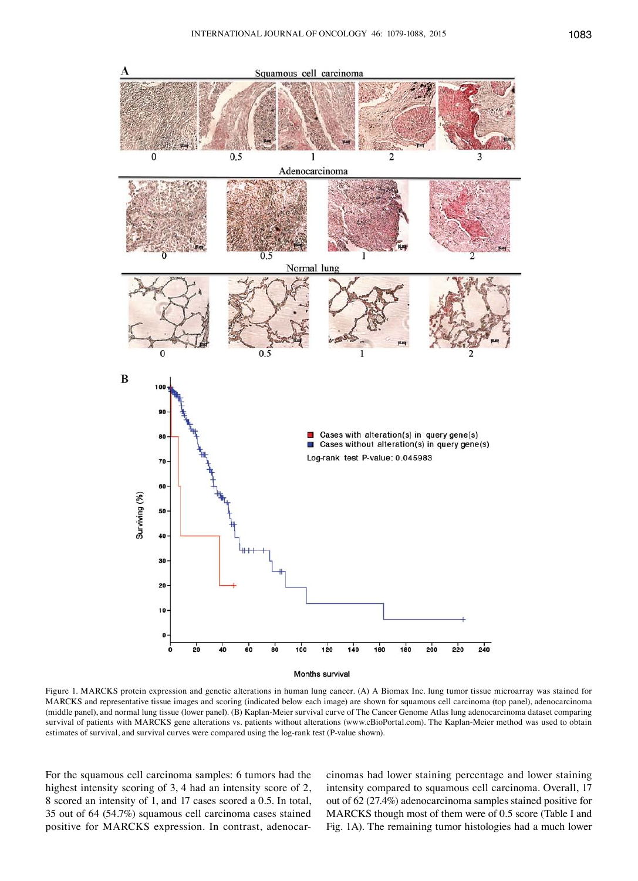Figure 1. MARCKS protein expression and genetic alterations in human lung cancer. (A) A Biomax Inc. lung tumor tissue microarray was stained for MARCKS and representative tissue images and scoring (indicated below each image) are shown for squamous cell carcinoma (top panel), adenocarcinoma (middle panel), and normal lung tissue (lower panel). (B) Kaplan-Meier survival curve of The Cancer Genome Atlas lung adenocarcinoma dataset comparing survival of patients with MARCKS gene alterations vs. patients without alterations (www.cBioPortal.com). The Kaplan-Meier method was used to obtain estimates of survival, and survival curves were compared using the log-rank test (P-value shown).

For the squamous cell carcinoma samples: 6 tumors had the highest intensity scoring of 3, 4 had an intensity score of 2, 8 scored an intensity of 1, and 17 cases scored a 0.5. In total, 35 out of 64 (54.7%) squamous cell carcinoma cases stained positive for MARCKS expression. In contrast, adenocarcinomas had lower staining percentage and lower staining intensity compared to squamous cell carcinoma. Overall, 17 out of 62 (27.4%) adenocarcinoma samples stained positive for MARCKS though most of them were of 0.5 score (Table I and Fig. 1A). The remaining tumor histologies had a much lower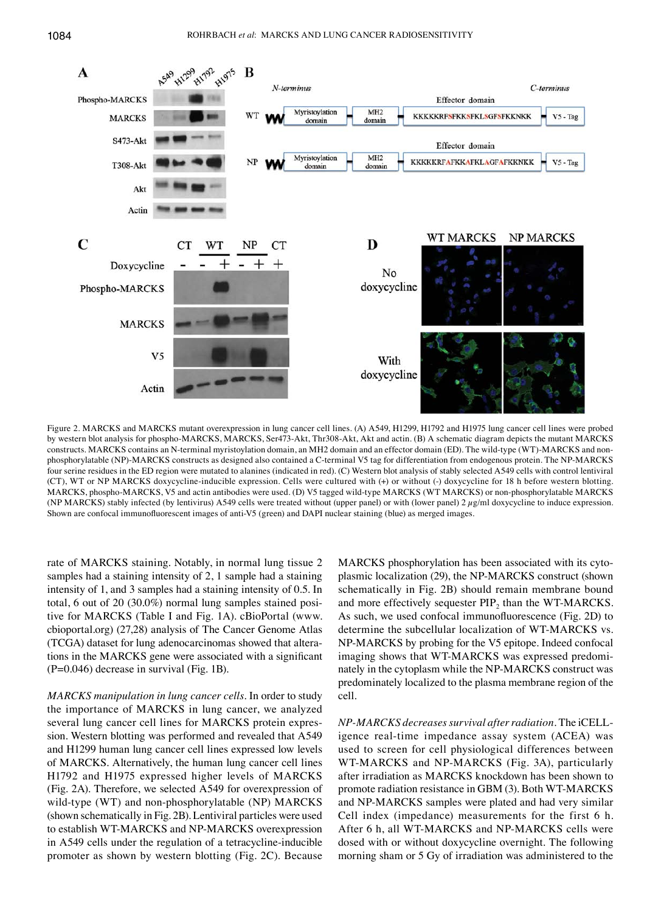Figure 2. MARCKS and MARCKS mutant overexpression in lung cancer cell lines. (A) A549, H1299, H1792 and H1975 lung cancer cell lines were probed by western blot analysis for phospho-MARCKS, MARCKS, Ser473-Akt, Thr308-Akt, Akt and actin. (B) A schematic diagram depicts the mutant MARCKS constructs. MARCKS contains an N-terminal myristoylation domain, an MH2 domain and an effector domain (ED). The wild-type (WT)-MARCKS and non-phosphorylatable (NP)-MARCKS constructs as designed also contained a C-terminal V5 tag for differentiation from endogenous protein. The NP-MARCKS four serine residues in the ED region were mutated to alanines (indicated in red). (C) Western blot analysis of stably selected A549 cells with control lentiviral (CT), WT or NP MARCKS doxycycline-inducible expression. Cells were cultured with (+) or without (-) doxycycline for 18 h before western blotting. MARCKS, phospho-MARCKS, V5 and actin antibodies were used. (D) V5 tagged wild-type MARCKS (WT MARCKS) or non-phosphorylatable MARCKS (NP MARCKS) stably infected (by lentivirus) A549 cells were treated without (upper panel) or with (lower panel) 2 $\mu$g/ml doxycycline to induce expression. Shown are confocal immunofluorescent images of anti-V5 (green) and DAPI nuclear staining (blue) as merged images.

rate of MARCKS staining. Notably, in normal lung tissue 2 samples had a staining intensity of 2, 1 sample had a staining intensity of 1, and 3 samples had a staining intensity of 0.5. In total, 6 out of 20 (30.0%) normal lung samples stained positive for MARCKS (Table I and Fig. 1A). cBioPortal (www.cbioportal.org) (27,28) analysis of The Cancer Genome Atlas (TCGA) dataset for lung adenocarcinomas showed that alterations in the MARCKS gene were associated with a significant (P=0.046) decrease in survival (Fig. 1B).

*MARCKS manipulation in lung cancer cells*. In order to study the importance of MARCKS in lung cancer, we analyzed several lung cancer cell lines for MARCKS protein expression. Western blotting was performed and revealed that A549 and H1299 human lung cancer cell lines expressed low levels of MARCKS. Alternatively, the human lung cancer cell lines H1792 and H1975 expressed higher levels of MARCKS (Fig. 2A). Therefore, we selected A549 for overexpression of wild-type (WT) and non-phosphorylatable (NP) MARCKS (shown schematically in Fig. 2B). Lentiviral particles were used to establish WT-MARCKS and NP-MARCKS overexpression in A549 cells under the regulation of a tetracycline-inducible promoter as shown by western blotting (Fig. 2C). Because MARCKS phosphorylation has been associated with its cytoplasmic localization (29), the NP-MARCKS construct (shown schematically in Fig. 2B) should remain membrane bound and more effectively sequester $PIP_2$ than the WT-MARCKS. As such, we used confocal immunofluorescence (Fig. 2D) to determine the subcellular localization of WT-MARCKS vs. NP-MARCKS by probing for the V5 epitope. Indeed confocal imaging shows that WT-MARCKS was expressed predominately in the cytoplasm while the NP-MARCKS construct was predominately localized to the plasma membrane region of the cell.

*NP-MARCKS decreases survival after radiation*. The iCELLigence real-time impedance assay system (ACEA) was used to screen for cell physiological differences between WT-MARCKS and NP-MARCKS (Fig. 3A), particularly after irradiation as MARCKS knockdown has been shown to promote radiation resistance in GBM (3). Both WT-MARCKS and NP-MARCKS samples were plated and had very similar Cell index (impedance) measurements for the first 6 h. After 6 h, all WT-MARCKS and NP-MARCKS cells were dosed with or without doxycycline overnight. The following morning sham or 5 Gy of irradiation was administered to the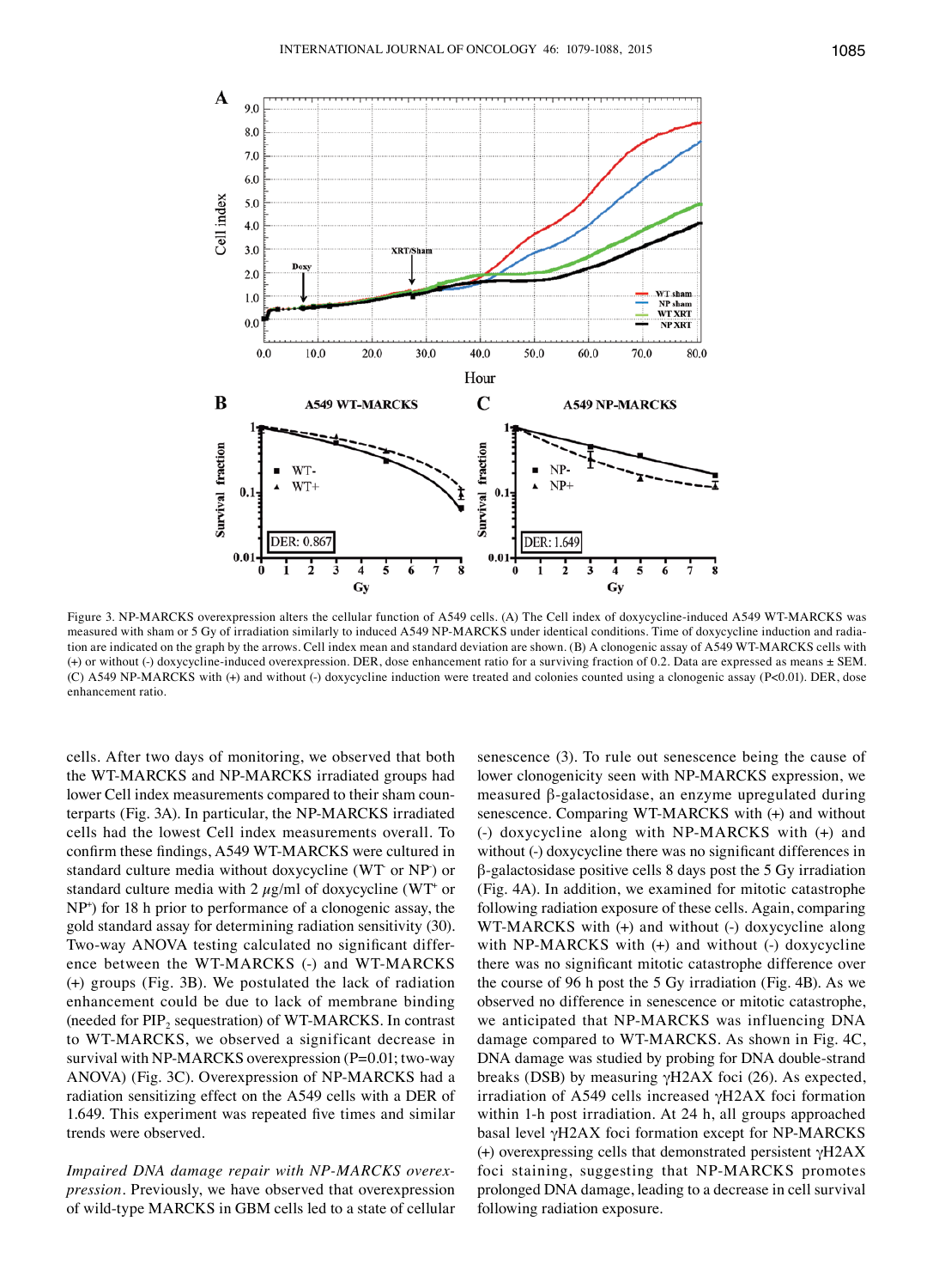Figure 3. NP-MARCKS overexpression alters the cellular function of A549 cells. (A) The Cell index of doxycycline-induced A549 WT-MARCKS was measured with sham or 5 Gy of irradiation similarly to induced A549 NP-MARCKS under identical conditions. Time of doxycycline induction and radiation are indicated on the graph by the arrows. Cell index mean and standard deviation are shown. (B) A clonogenic assay of A549 WT-MARCKS cells with (+) or without (-) doxycycline-induced overexpression. DER, dose enhancement ratio for a surviving fraction of 0.2. Data are expressed as means ± SEM. (C) A549 NP-MARCKS with (+) and without (-) doxycycline induction were treated and colonies counted using a clonogenic assay (P<0.01). DER, dose enhancement ratio.

cells. After two days of monitoring, we observed that both the WT-MARCKS and NP-MARCKS irradiated groups had lower Cell index measurements compared to their sham counterparts (Fig. 3A). In particular, the NP-MARCKS irradiated cells had the lowest Cell index measurements overall. To confirm these findings, A549 WT-MARCKS were cultured in standard culture media without doxycycline ($WT^-$ or $NP^-$) or standard culture media with 2 $\mu$g/ml of doxycycline ($WT^+$ or $NP^+$) for 18 h prior to performance of a clonogenic assay, the gold standard assay for determining radiation sensitivity (30). Two-way ANOVA testing calculated no significant difference between the WT-MARCKS (-) and WT-MARCKS (+) groups (Fig. 3B). We postulated the lack of radiation enhancement could be due to lack of membrane binding (needed for $PIP_2$ sequestration) of WT-MARCKS. In contrast to WT-MARCKS, we observed a significant decrease in survival with NP-MARCKS overexpression (P=0.01; two-way ANOVA) (Fig. 3C). Overexpression of NP-MARCKS had a radiation sensitizing effect on the A549 cells with a DER of 1.649. This experiment was repeated five times and similar trends were observed.

*Impaired DNA damage repair with NP-MARCKS overexpression*. Previously, we have observed that overexpression of wild-type MARCKS in GBM cells led to a state of cellular senescence (3). To rule out senescence being the cause of lower clonogenicity seen with NP-MARCKS expression, we measured β-galactosidase, an enzyme upregulated during senescence. Comparing WT-MARCKS with (+) and without (-) doxycycline along with NP-MARCKS with (+) and without (-) doxycycline there was no significant differences in β-galactosidase positive cells 8 days post the 5 Gy irradiation (Fig. 4A). In addition, we examined for mitotic catastrophe following radiation exposure of these cells. Again, comparing WT-MARCKS with (+) and without (-) doxycycline along with NP-MARCKS with (+) and without (-) doxycycline there was no significant mitotic catastrophe difference over the course of 96 h post the 5 Gy irradiation (Fig. 4B). As we observed no difference in senescence or mitotic catastrophe, we anticipated that NP-MARCKS was influencing DNA damage compared to WT-MARCKS. As shown in Fig. 4C, DNA damage was studied by probing for DNA double-strand breaks (DSB) by measuring γH2AX foci (26). As expected, irradiation of A549 cells increased γH2AX foci formation within 1-h post irradiation. At 24 h, all groups approached basal level γH2AX foci formation except for NP-MARCKS (+) overexpressing cells that demonstrated persistent γH2AX foci staining, suggesting that NP-MARCKS promotes prolonged DNA damage, leading to a decrease in cell survival following radiation exposure.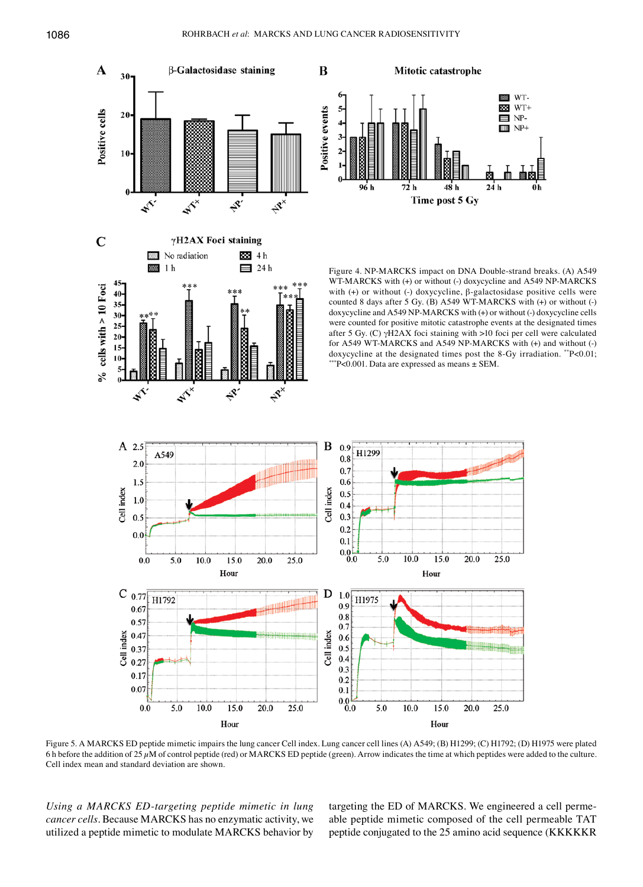Figure 4. NP-MARCKS impact on DNA Double-strand breaks. (A) A549 WT-MARCKS with (+) or without (-) doxycycline and A549 NP-MARCKS with (+) or without (-) doxycycline, β-galactosidase positive cells were counted 8 days after 5 Gy. (B) A549 WT-MARCKS with (+) or without (-) doxycycline and A549 NP-MARCKS with (+) or without (-) doxycycline cells were counted for positive mitotic catastrophe events at the designated times after 5 Gy. (C) γH2AX foci staining with >10 foci per cell were calculated for A549 WT-MARCKS and A549 NP-MARCKS with (+) and without (-) doxycycline at the designated times post the 8-Gy irradiation. **P<0.01; ***P<0.001. Data are expressed as means ± SEM.

Figure 5. A MARCKS ED peptide mimetic impairs the lung cancer Cell index. Lung cancer cell lines (A) A549; (B) H1299; (C) H1792; (D) H1975 were plated 6 h before the addition of 25 $\mu$M of control peptide (red) or MARCKS ED peptide (green). Arrow indicates the time at which peptides were added to the culture. Cell index mean and standard deviation are shown.

*Using a MARCKS ED-targeting peptide mimetic in lung cancer cells.* Because MARCKS has no enzymatic activity, we utilized a peptide mimetic to modulate MARCKS behavior by targeting the ED of MARCKS. We engineered a cell permeable peptide mimetic composed of the cell permeable TAT peptide conjugated to the 25 amino acid sequence (KKKKKR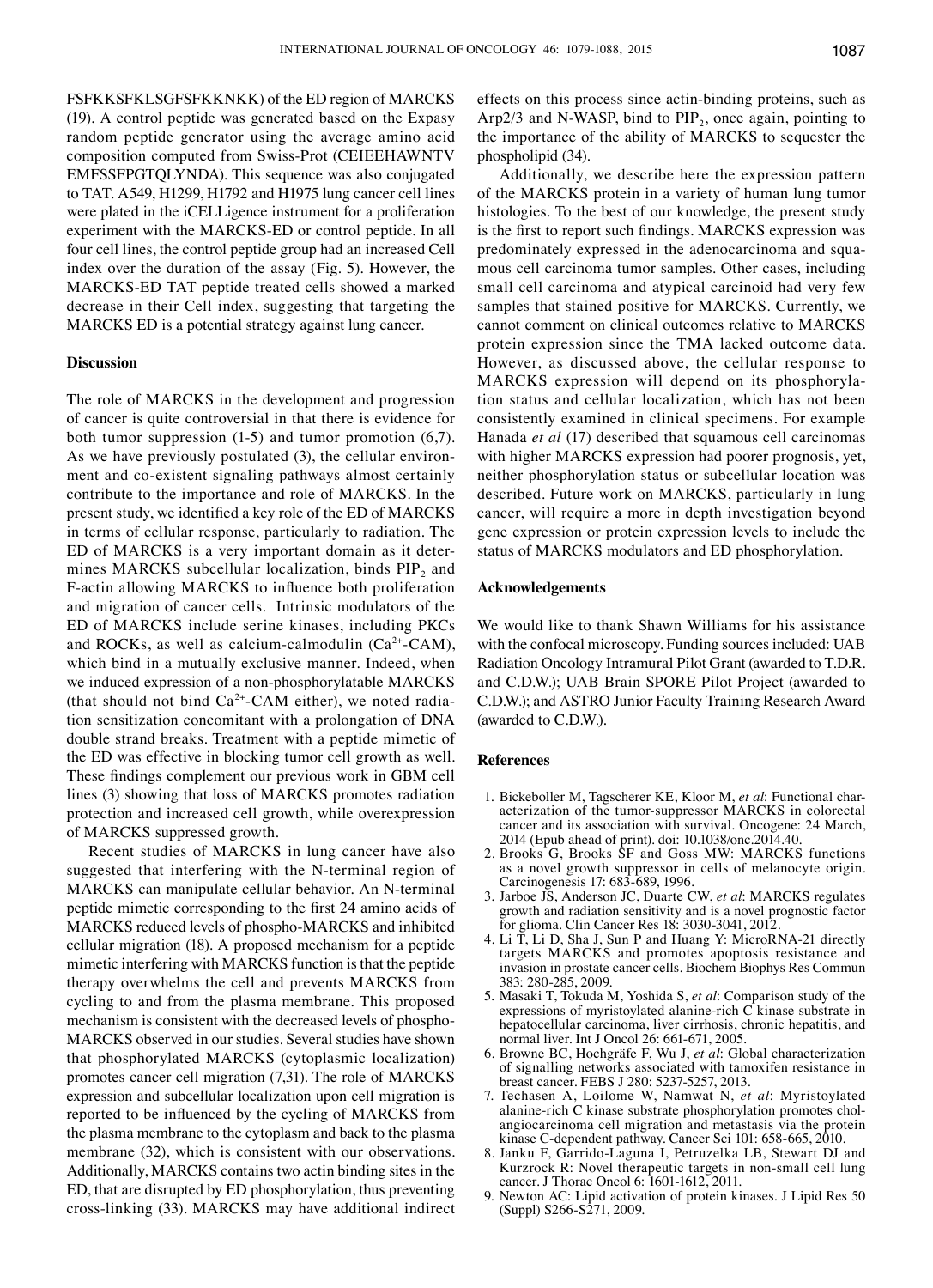FSFKKSFKLSGFSFKKNKK) of the ED region of MARCKS (19). A control peptide was generated based on the Expasy random peptide generator using the average amino acid composition computed from Swiss-Prot (CEIEEHAWNTV EMFSSFPGTQLYNDA). This sequence was also conjugated to TAT. A549, H1299, H1792 and H1975 lung cancer cell lines were plated in the iCELLigence instrument for a proliferation experiment with the MARCKS-ED or control peptide. In all four cell lines, the control peptide group had an increased Cell index over the duration of the assay (Fig. 5). However, the MARCKS-ED TAT peptide treated cells showed a marked decrease in their Cell index, suggesting that targeting the MARCKS ED is a potential strategy against lung cancer.

## Discussion

The role of MARCKS in the development and progression of cancer is quite controversial in that there is evidence for both tumor suppression (1-5) and tumor promotion (6,7). As we have previously postulated (3), the cellular environment and co-existent signaling pathways almost certainly contribute to the importance and role of MARCKS. In the present study, we identified a key role of the ED of MARCKS in terms of cellular response, particularly to radiation. The ED of MARCKS is a very important domain as it determines MARCKS subcellular localization, binds $PIP_2$ and F-actin allowing MARCKS to influence both proliferation and migration of cancer cells. Intrinsic modulators of the ED of MARCKS include serine kinases, including PKCs and ROCKs, as well as calcium-calmodulin ($Ca^{2+}$-CAM), which bind in a mutually exclusive manner. Indeed, when we induced expression of a non-phosphorylatable MARCKS (that should not bind $Ca^{2+}$-CAM either), we noted radiation sensitization concomitant with a prolongation of DNA double strand breaks. Treatment with a peptide mimetic of the ED was effective in blocking tumor cell growth as well. These findings complement our previous work in GBM cell lines (3) showing that loss of MARCKS promotes radiation protection and increased cell growth, while overexpression of MARCKS suppressed growth.

Recent studies of MARCKS in lung cancer have also suggested that interfering with the N-terminal region of MARCKS can manipulate cellular behavior. An N-terminal peptide mimetic corresponding to the first 24 amino acids of MARCKS reduced levels of phospho-MARCKS and inhibited cellular migration (18). A proposed mechanism for a peptide mimetic interfering with MARCKS function is that the peptide therapy overwhelms the cell and prevents MARCKS from cycling to and from the plasma membrane. This proposed mechanism is consistent with the decreased levels of phospho-MARCKS observed in our studies. Several studies have shown that phosphorylated MARCKS (cytoplasmic localization) promotes cancer cell migration (7,31). The role of MARCKS expression and subcellular localization upon cell migration is reported to be influenced by the cycling of MARCKS from the plasma membrane to the cytoplasm and back to the plasma membrane (32), which is consistent with our observations. Additionally, MARCKS contains two actin binding sites in the ED, that are disrupted by ED phosphorylation, thus preventing cross-linking (33). MARCKS may have additional indirect effects on this process since actin-binding proteins, such as Arp2/3 and N-WASP, bind to $PIP_2$, once again, pointing to the importance of the ability of MARCKS to sequester the phospholipid (34).

Additionally, we describe here the expression pattern of the MARCKS protein in a variety of human lung tumor histologies. To the best of our knowledge, the present study is the first to report such findings. MARCKS expression was predominately expressed in the adenocarcinoma and squamous cell carcinoma tumor samples. Other cases, including small cell carcinoma and atypical carcinoid had very few samples that stained positive for MARCKS. Currently, we cannot comment on clinical outcomes relative to MARCKS protein expression since the TMA lacked outcome data. However, as discussed above, the cellular response to MARCKS expression will depend on its phosphorylation status and cellular localization, which has not been consistently examined in clinical specimens. For example Hanada *et al* (17) described that squamous cell carcinomas with higher MARCKS expression had poorer prognosis, yet, neither phosphorylation status or subcellular location was described. Future work on MARCKS, particularly in lung cancer, will require a more in depth investigation beyond gene expression or protein expression levels to include the status of MARCKS modulators and ED phosphorylation.

## Acknowledgements

We would like to thank Shawn Williams for his assistance with the confocal microscopy. Funding sources included: UAB Radiation Oncology Intramural Pilot Grant (awarded to T.D.R. and C.D.W.); UAB Brain SPORE Pilot Project (awarded to C.D.W.); and ASTRO Junior Faculty Training Research Award (awarded to C.D.W.).

## References

1. Bickeboller M, Tagscherer KE, Kloor M, *et al*: Functional characterization of the tumor-suppressor MARCKS in colorectal cancer and its association with survival. Oncogene: 24 March, 2014 (Epub ahead of print). doi: 10.1038/onc.2014.40.
2. Brooks G, Brooks SF and Goss MW: MARCKS functions as a novel growth suppressor in cells of melanocyte origin. Carcinogenesis 17: 683-689, 1996.
3. Jarboe JS, Anderson JC, Duarte CW, *et al*: MARCKS regulates growth and radiation sensitivity and is a novel prognostic factor for glioma. Clin Cancer Res 18: 3030-3041, 2012.
4. Li T, Li D, Sha J, Sun P and Huang Y: MicroRNA-21 directly targets MARCKS and promotes apoptosis resistance and invasion in prostate cancer cells. Biochem Biophys Res Commun 383: 280-285, 2009.
5. Masaki T, Tokuda M, Yoshida S, *et al*: Comparison study of the expressions of myristoylated alanine-rich C kinase substrate in hepatocellular carcinoma, liver cirrhosis, chronic hepatitis, and normal liver. Int J Oncol 26: 661-671, 2005.
6. Browne BC, Hochgräfe F, Wu J, *et al*: Global characterization of signalling networks associated with tamoxifen resistance in breast cancer. FEBS J 280: 5237-5257, 2013.
7. Techasen A, Loilome W, Namwat N, *et al*: Myristoylated alanine-rich C kinase substrate phosphorylation promotes cholangiocarcinoma cell migration and metastasis via the protein kinase C-dependent pathway. Cancer Sci 101: 658-665, 2010.
8. Janku F, Garrido-Laguna I, Petruzelka LB, Stewart DJ and Kurzrock R: Novel therapeutic targets in non-small cell lung cancer. J Thorac Oncol 6: 1601-1612, 2011.
9. Newton AC: Lipid activation of protein kinases. J Lipid Res 50 (Suppl) S266-S271, 2009.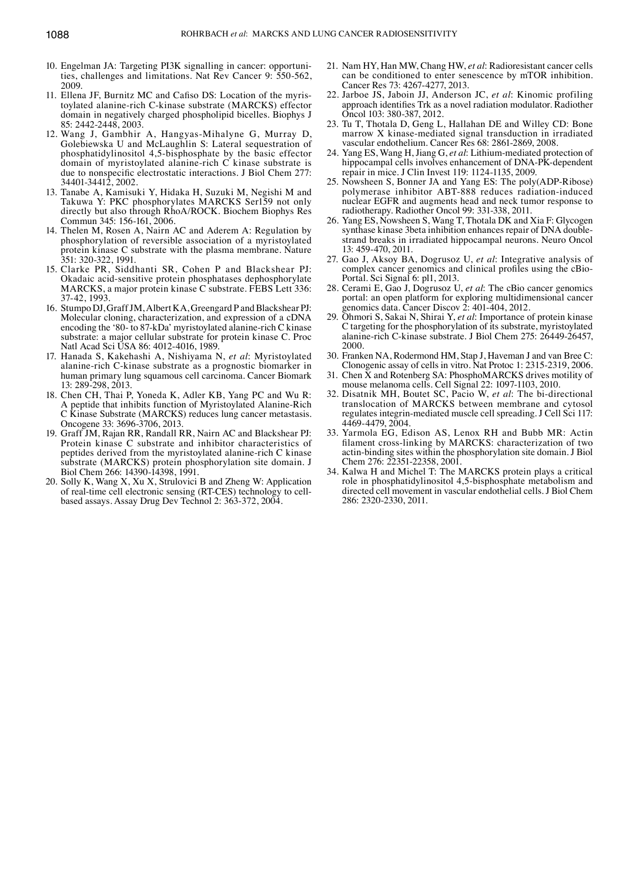10. Engelman JA: Targeting PI3K signalling in cancer: opportunities, challenges and limitations. Nat Rev Cancer 9: 550-562, 2009.
11. Ellena JF, Burnitz MC and Cafiso DS: Location of the myristoylated alanine-rich C-kinase substrate (MARCKS) effector domain in negatively charged phospholipid bicelles. Biophys J 85: 2442-2448, 2003.
12. Wang J, Gambhir A, Hangyas-Mihalyne G, Murray D, Golebiewska U and McLaughlin S: Lateral sequestration of phosphatidylinositol 4,5-bisphosphate by the basic effector domain of myristoylated alanine-rich C kinase substrate is due to nonspecific electrostatic interactions. J Biol Chem 277: 34401-34412, 2002.
13. Tanabe A, Kamisuki Y, Hidaka H, Suzuki M, Negishi M and Takuwa Y: PKC phosphorylates MARCKS Ser159 not only directly but also through RhoA/ROCK. Biochem Biophys Res Commun 345: 156-161, 2006.
14. Thelen M, Rosen A, Nairn AC and Aderem A: Regulation by phosphorylation of reversible association of a myristoylated protein kinase C substrate with the plasma membrane. Nature 351: 320-322, 1991.
15. Clarke PR, Siddhanti SR, Cohen P and Blackshear PJ: Okadaic acid-sensitive protein phosphatases dephosphorylate MARCKS, a major protein kinase C substrate. FEBS Lett 336: 37-42, 1993.
16. Stumpo DJ, Graff JM, Albert KA, Greengard P and Blackshear PJ: Molecular cloning, characterization, and expression of a cDNA encoding the '80- to 87-kDa' myristoylated alanine-rich C kinase substrate: a major cellular substrate for protein kinase C. Proc Natl Acad Sci USA 86: 4012-4016, 1989.
17. Hanada S, Kakehashi A, Nishiyama N, *et al*: Myristoylated alanine-rich C-kinase substrate as a prognostic biomarker in human primary lung squamous cell carcinoma. Cancer Biomark 13: 289-298, 2013.
18. Chen CH, Thai P, Yoneda K, Adler KB, Yang PC and Wu R: A peptide that inhibits function of Myristoylated Alanine-Rich C Kinase Substrate (MARCKS) reduces lung cancer metastasis. Oncogene 33: 3696-3706, 2013.
19. Graff JM, Rajan RR, Randall RR, Nairn AC and Blackshear PJ: Protein kinase C substrate and inhibitor characteristics of peptides derived from the myristoylated alanine-rich C kinase substrate (MARCKS) protein phosphorylation site domain. J Biol Chem 266: 14390-14398, 1991.
20. Solly K, Wang X, Xu X, Strulovici B and Zheng W: Application of real-time cell electronic sensing (RT-CES) technology to cell-based assays. Assay Drug Dev Technol 2: 363-372, 2004.
21. Nam HY, Han MW, Chang HW, *et al*: Radioresistant cancer cells can be conditioned to enter senescence by mTOR inhibition. Cancer Res 73: 4267-4277, 2013.
22. Jarboe JS, Jaboin JJ, Anderson JC, *et al*: Kinomic profiling approach identifies Trk as a novel radiation modulator. Radiother Oncol 103: 380-387, 2012.
23. Tu T, Thotala D, Geng L, Hallahan DE and Willey CD: Bone marrow X kinase-mediated signal transduction in irradiated vascular endothelium. Cancer Res 68: 2861-2869, 2008.
24. Yang ES, Wang H, Jiang G, *et al*: Lithium-mediated protection of hippocampal cells involves enhancement of DNA-PK-dependent repair in mice. J Clin Invest 119: 1124-1135, 2009.
25. Nowsheen S, Bonner JA and Yang ES: The poly(ADP-Ribose) polymerase inhibitor ABT-888 reduces radiation-induced nuclear EGFR and augments head and neck tumor response to radiotherapy. Radiother Oncol 99: 331-338, 2011.
26. Yang ES, Nowsheen S, Wang T, Thotala DK and Xia F: Glycogen synthase kinase 3beta inhibition enhances repair of DNA double-strand breaks in irradiated hippocampal neurons. Neuro Oncol 13: 459-470, 2011.
27. Gao J, Aksoy BA, Dogrusoz U, *et al*: Integrative analysis of complex cancer genomics and clinical profiles using the cBioPortal. Sci Signal 6: pl1, 2013.
28. Cerami E, Gao J, Dogrusoz U, *et al*: The cBio cancer genomics portal: an open platform for exploring multidimensional cancer genomics data. Cancer Discov 2: 401-404, 2012.
29. Ohmori S, Sakai N, Shirai Y, *et al*: Importance of protein kinase C targeting for the phosphorylation of its substrate, myristoylated alanine-rich C-kinase substrate. J Biol Chem 275: 26449-26457, 2000.
30. Franken NA, Rodermond HM, Stap J, Haveman J and van Bree C: Clonogenic assay of cells in vitro. Nat Protoc 1: 2315-2319, 2006.
31. Chen X and Rotenberg SA: PhosphoMARCKS drives motility of mouse melanoma cells. Cell Signal 22: 1097-1103, 2010.
32. Disatnik MH, Boutet SC, Pacio W, *et al*: The bi-directional translocation of MARCKS between membrane and cytosol regulates integrin-mediated muscle cell spreading. J Cell Sci 117: 4469-4479, 2004.
33. Yarmola EG, Edison AS, Lenox RH and Bubb MR: Actin filament cross-linking by MARCKS: characterization of two actin-binding sites within the phosphorylation site domain. J Biol Chem 276: 22351-22358, 2001.
34. Kalwa H and Michel T: The MARCKS protein plays a critical role in phosphatidylinositol 4,5-bisphosphate metabolism and directed cell movement in vascular endothelial cells. J Biol Chem 286: 2320-2330, 2011.